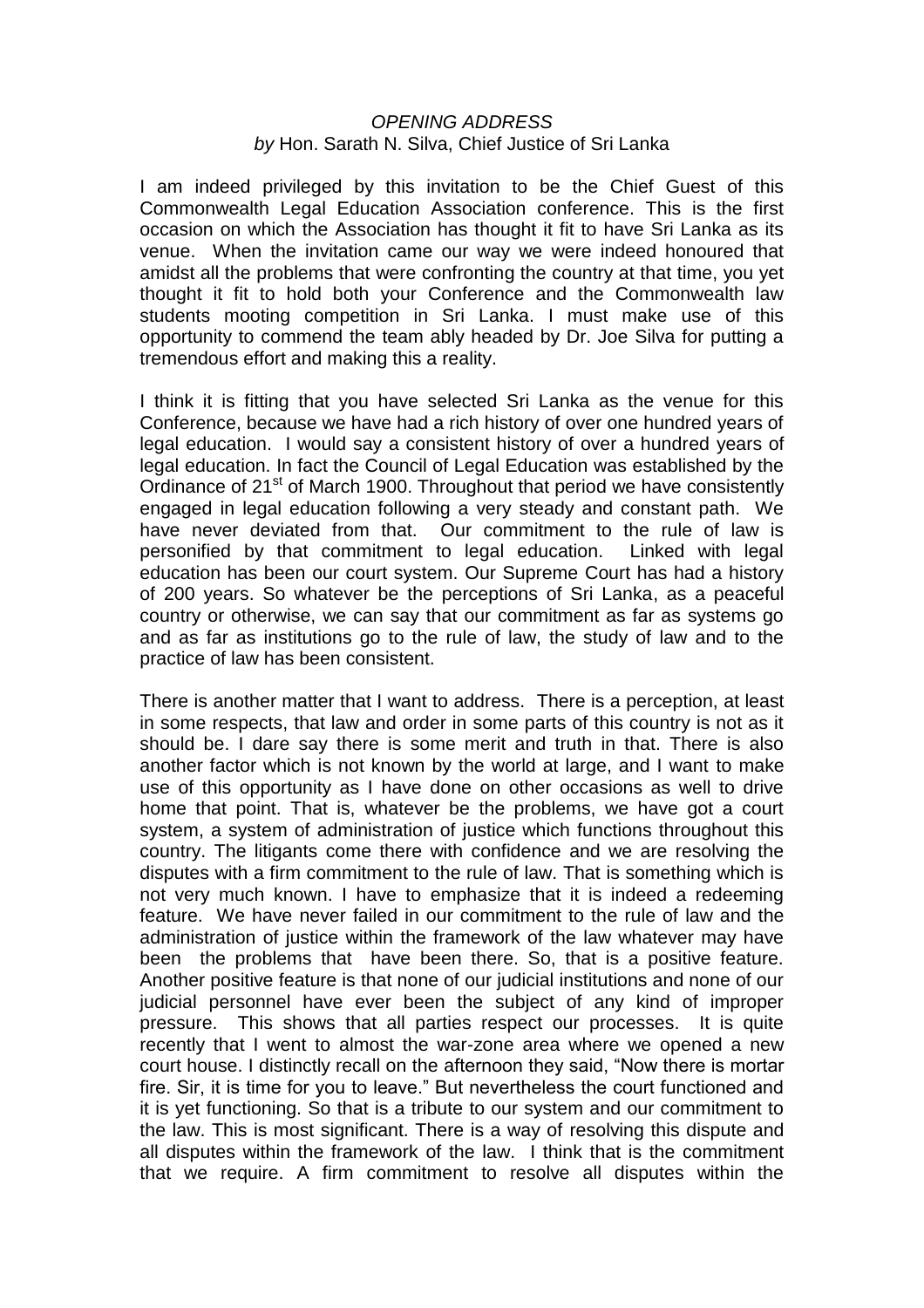*OPENING ADDRESS*

*by* Hon. Sarath N. Silva, Chief Justice of Sri Lanka

I am indeed privileged by this invitation to be the Chief Guest of this Commonwealth Legal Education Association conference. This is the first occasion on which the Association has thought it fit to have Sri Lanka as its venue. When the invitation came our way we were indeed honoured that amidst all the problems that were confronting the country at that time, you yet thought it fit to hold both your Conference and the Commonwealth law students mooting competition in Sri Lanka. I must make use of this opportunity to commend the team ably headed by Dr. Joe Silva for putting a tremendous effort and making this a reality.

I think it is fitting that you have selected Sri Lanka as the venue for this Conference, because we have had a rich history of over one hundred years of legal education. I would say a consistent history of over a hundred years of legal education. In fact the Council of Legal Education was established by the Ordinance of 21st of March 1900. Throughout that period we have consistently engaged in legal education following a very steady and constant path. We have never deviated from that. Our commitment to the rule of law is personified by that commitment to legal education. Linked with legal education has been our court system. Our Supreme Court has had a history of 200 years. So whatever be the perceptions of Sri Lanka, as a peaceful country or otherwise, we can say that our commitment as far as systems go and as far as institutions go to the rule of law, the study of law and to the practice of law has been consistent.

There is another matter that I want to address. There is a perception, at least in some respects, that law and order in some parts of this country is not as it should be. I dare say there is some merit and truth in that. There is also another factor which is not known by the world at large, and I want to make use of this opportunity as I have done on other occasions as well to drive home that point. That is, whatever be the problems, we have got a court system, a system of administration of justice which functions throughout this country. The litigants come there with confidence and we are resolving the disputes with a firm commitment to the rule of law. That is something which is not very much known. I have to emphasize that it is indeed a redeeming feature. We have never failed in our commitment to the rule of law and the administration of justice within the framework of the law whatever may have been the problems that have been there. So, that is a positive feature. Another positive feature is that none of our judicial institutions and none of our judicial personnel have ever been the subject of any kind of improper pressure. This shows that all parties respect our processes. It is quite recently that I went to almost the war-zone area where we opened a new court house. I distinctly recall on the afternoon they said, "Now there is mortar fire. Sir, it is time for you to leave." But nevertheless the court functioned and it is yet functioning. So that is a tribute to our system and our commitment to the law. This is most significant. There is a way of resolving this dispute and all disputes within the framework of the law. I think that is the commitment that we require. A firm commitment to resolve all disputes within the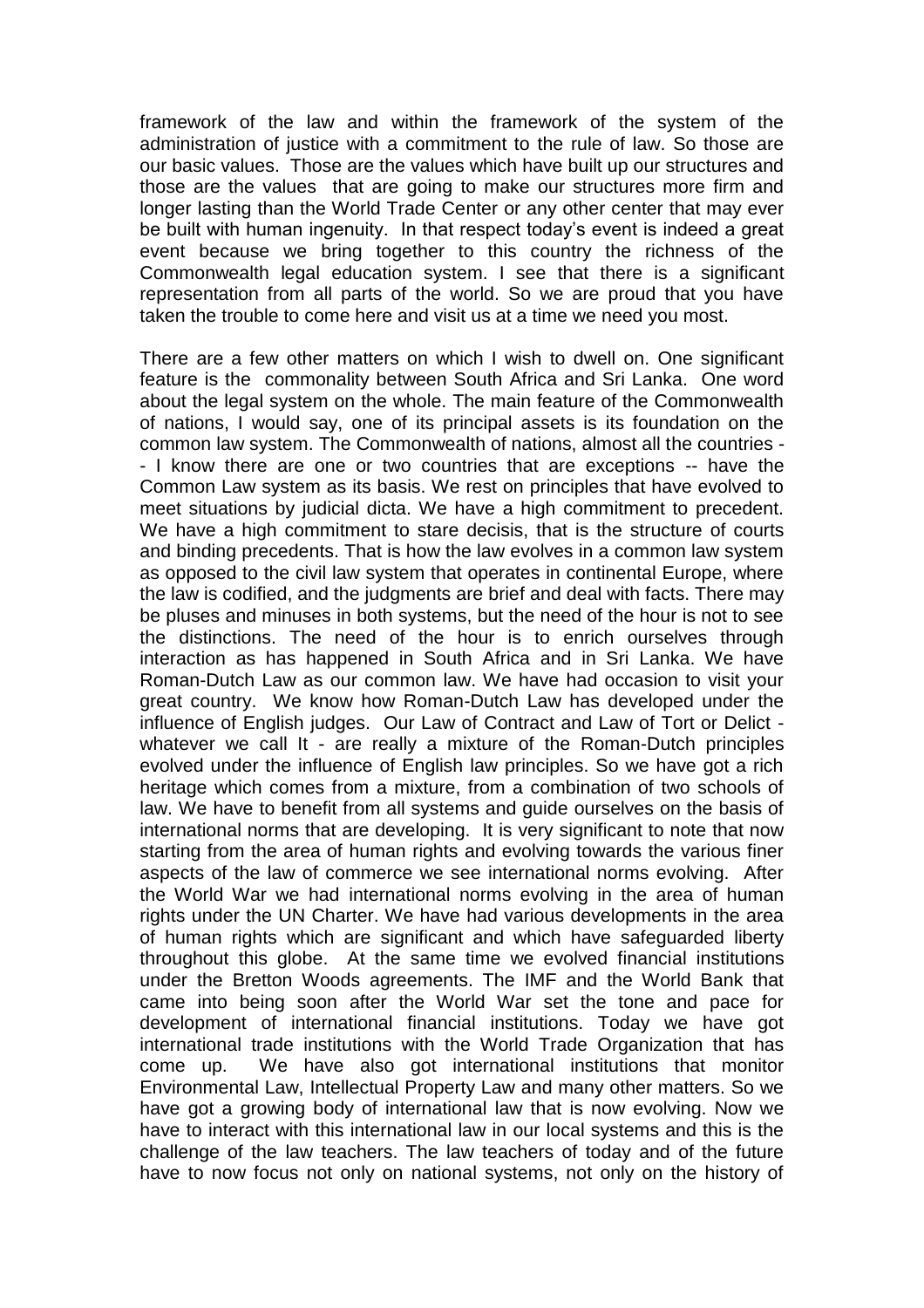framework of the law and within the framework of the system of the administration of justice with a commitment to the rule of law. So those are our basic values. Those are the values which have built up our structures and those are the values that are going to make our structures more firm and longer lasting than the World Trade Center or any other center that may ever be built with human ingenuity. In that respect today's event is indeed a great event because we bring together to this country the richness of the Commonwealth legal education system. I see that there is a significant representation from all parts of the world. So we are proud that you have taken the trouble to come here and visit us at a time we need you most.

There are a few other matters on which I wish to dwell on. One significant feature is the commonality between South Africa and Sri Lanka. One word about the legal system on the whole. The main feature of the Commonwealth of nations, I would say, one of its principal assets is its foundation on the common law system. The Commonwealth of nations, almost all the countries -- I know there are one or two countries that are exceptions -- have the Common Law system as its basis. We rest on principles that have evolved to meet situations by judicial dicta. We have a high commitment to precedent. We have a high commitment to stare decisis, that is the structure of courts and binding precedents. That is how the law evolves in a common law system as opposed to the civil law system that operates in continental Europe, where the law is codified, and the judgments are brief and deal with facts. There may be pluses and minuses in both systems, but the need of the hour is not to see the distinctions. The need of the hour is to enrich ourselves through interaction as has happened in South Africa and in Sri Lanka. We have Roman-Dutch Law as our common law. We have had occasion to visit your great country. We know how Roman-Dutch Law has developed under the influence of English judges. Our Law of Contract and Law of Tort or Delict - whatever we call It - are really a mixture of the Roman-Dutch principles evolved under the influence of English law principles. So we have got a rich heritage which comes from a mixture, from a combination of two schools of law. We have to benefit from all systems and guide ourselves on the basis of international norms that are developing. It is very significant to note that now starting from the area of human rights and evolving towards the various finer aspects of the law of commerce we see international norms evolving. After the World War we had international norms evolving in the area of human rights under the UN Charter. We have had various developments in the area of human rights which are significant and which have safeguarded liberty throughout this globe. At the same time we evolved financial institutions under the Bretton Woods agreements. The IMF and the World Bank that came into being soon after the World War set the tone and pace for development of international financial institutions. Today we have got international trade institutions with the World Trade Organization that has come up. We have also got international institutions that monitor Environmental Law, Intellectual Property Law and many other matters. So we have got a growing body of international law that is now evolving. Now we have to interact with this international law in our local systems and this is the challenge of the law teachers. The law teachers of today and of the future have to now focus not only on national systems, not only on the history of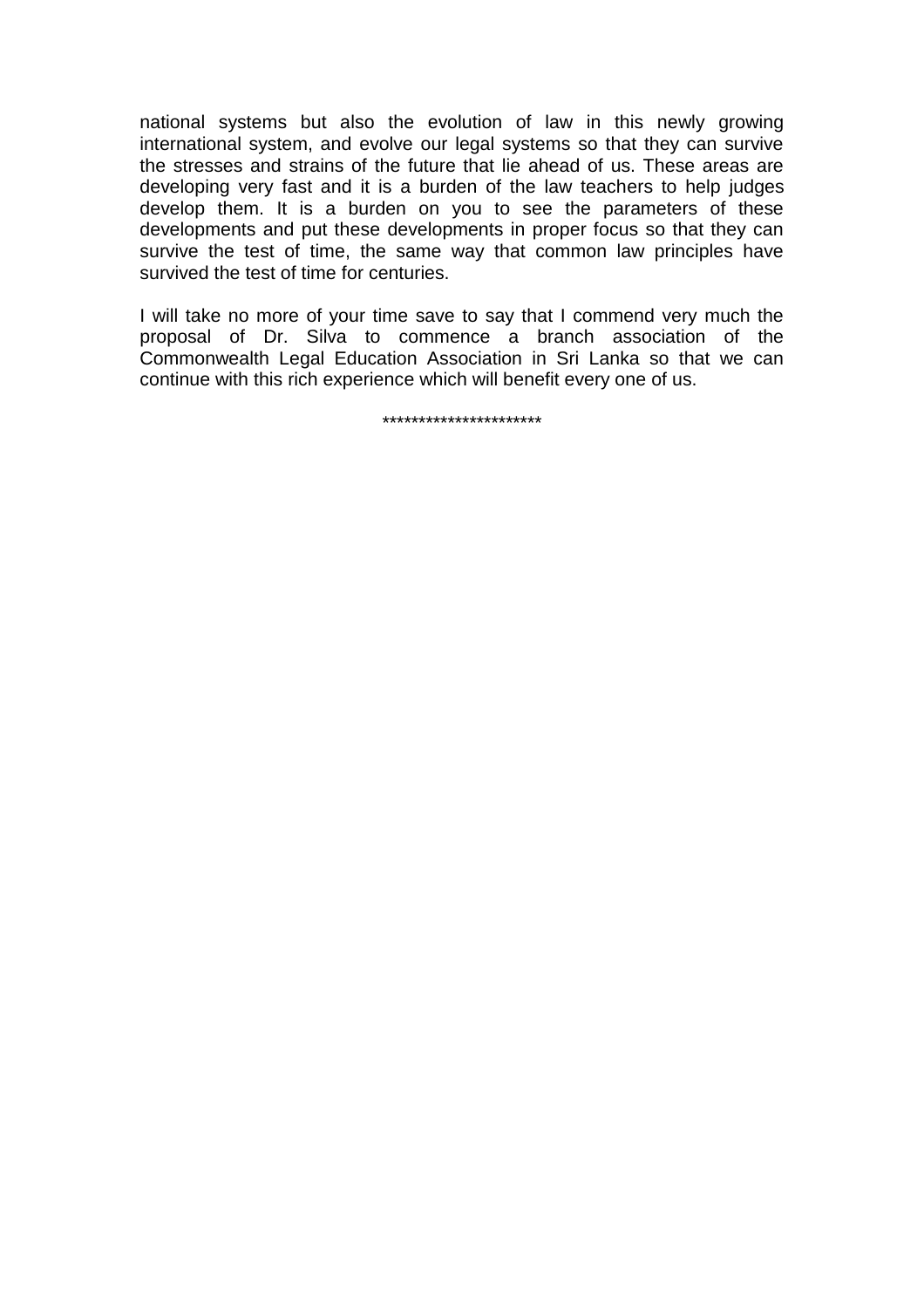national systems but also the evolution of law in this newly growing international system, and evolve our legal systems so that they can survive the stresses and strains of the future that lie ahead of us. These areas are developing very fast and it is a burden of the law teachers to help judges develop them. It is a burden on you to see the parameters of these developments and put these developments in proper focus so that they can survive the test of time, the same way that common law principles have survived the test of time for centuries.

I will take no more of your time save to say that I commend very much the proposal of Dr. Silva to commence a branch association of the Commonwealth Legal Education Association in Sri Lanka so that we can continue with this rich experience which will benefit every one of us.

*********************